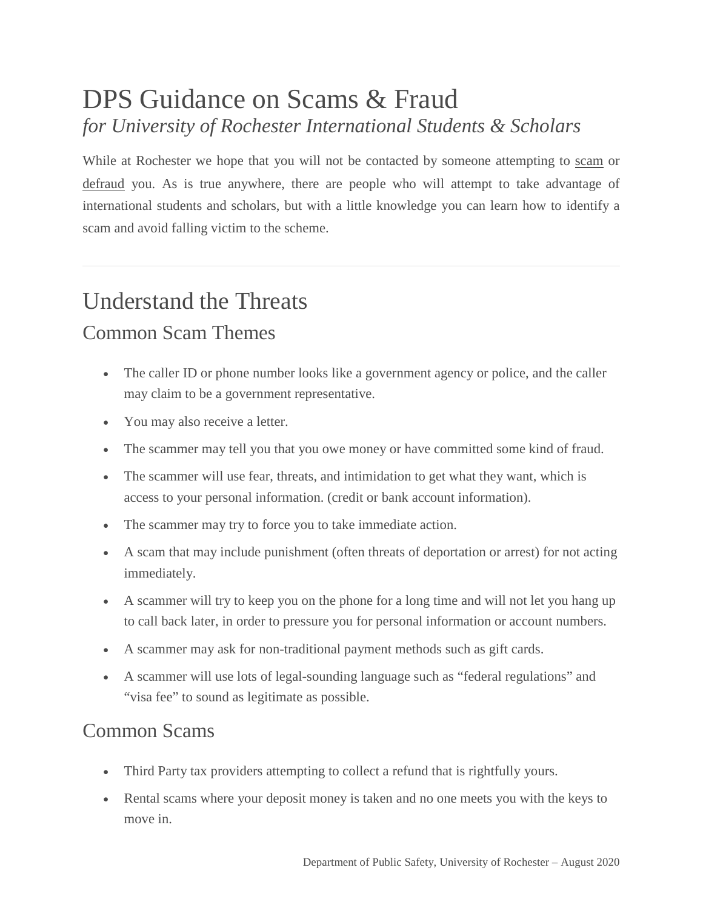# DPS Guidance on Scams & Fraud

*for University of Rochester International Students & Scholars*

While at Rochester we hope that you will not be contacted by someone attempting to scam or defraud you. As is true anywhere, there are people who will attempt to take advantage of international students and scholars, but with a little knowledge you can learn how to identify a scam and avoid falling victim to the scheme.

---

# Understand the Threats

## Common Scam Themes

- The caller ID or phone number looks like a government agency or police, and the caller may claim to be a government representative.
- You may also receive a letter.
- The scammer may tell you that you owe money or have committed some kind of fraud.
- The scammer will use fear, threats, and intimidation to get what they want, which is access to your personal information. (credit or bank account information).
- The scammer may try to force you to take immediate action.
- A scam that may include punishment (often threats of deportation or arrest) for not acting immediately.
- A scammer will try to keep you on the phone for a long time and will not let you hang up to call back later, in order to pressure you for personal information or account numbers.
- A scammer may ask for non-traditional payment methods such as gift cards.
- A scammer will use lots of legal-sounding language such as “federal regulations” and “visa fee” to sound as legitimate as possible.

## Common Scams

- Third Party tax providers attempting to collect a refund that is rightfully yours.
- Rental scams where your deposit money is taken and no one meets you with the keys to move in.

Department of Public Safety, University of Rochester – August 2020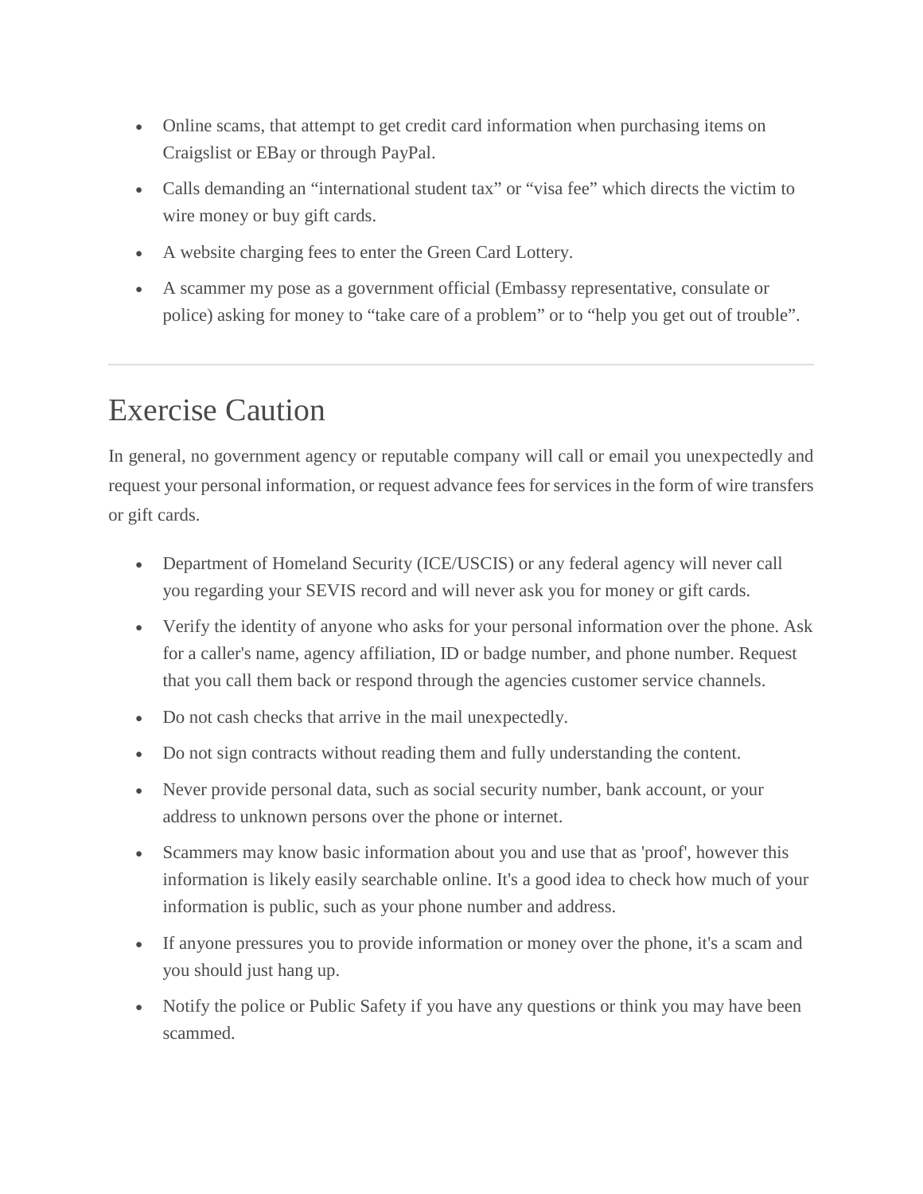- Online scams, that attempt to get credit card information when purchasing items on Craigslist or EBay or through PayPal.
- Calls demanding an "international student tax" or "visa fee" which directs the victim to wire money or buy gift cards.
- A website charging fees to enter the Green Card Lottery.
- A scammer my pose as a government official (Embassy representative, consulate or police) asking for money to "take care of a problem" or to "help you get out of trouble".

---

# Exercise Caution

In general, no government agency or reputable company will call or email you unexpectedly and request your personal information, or request advance fees for services in the form of wire transfers or gift cards.

- Department of Homeland Security (ICE/USCIS) or any federal agency will never call you regarding your SEVIS record and will never ask you for money or gift cards.
- Verify the identity of anyone who asks for your personal information over the phone. Ask for a caller's name, agency affiliation, ID or badge number, and phone number. Request that you call them back or respond through the agencies customer service channels.
- Do not cash checks that arrive in the mail unexpectedly.
- Do not sign contracts without reading them and fully understanding the content.
- Never provide personal data, such as social security number, bank account, or your address to unknown persons over the phone or internet.
- Scammers may know basic information about you and use that as 'proof', however this information is likely easily searchable online. It's a good idea to check how much of your information is public, such as your phone number and address.
- If anyone pressures you to provide information or money over the phone, it's a scam and you should just hang up.
- Notify the police or Public Safety if you have any questions or think you may have been scammed.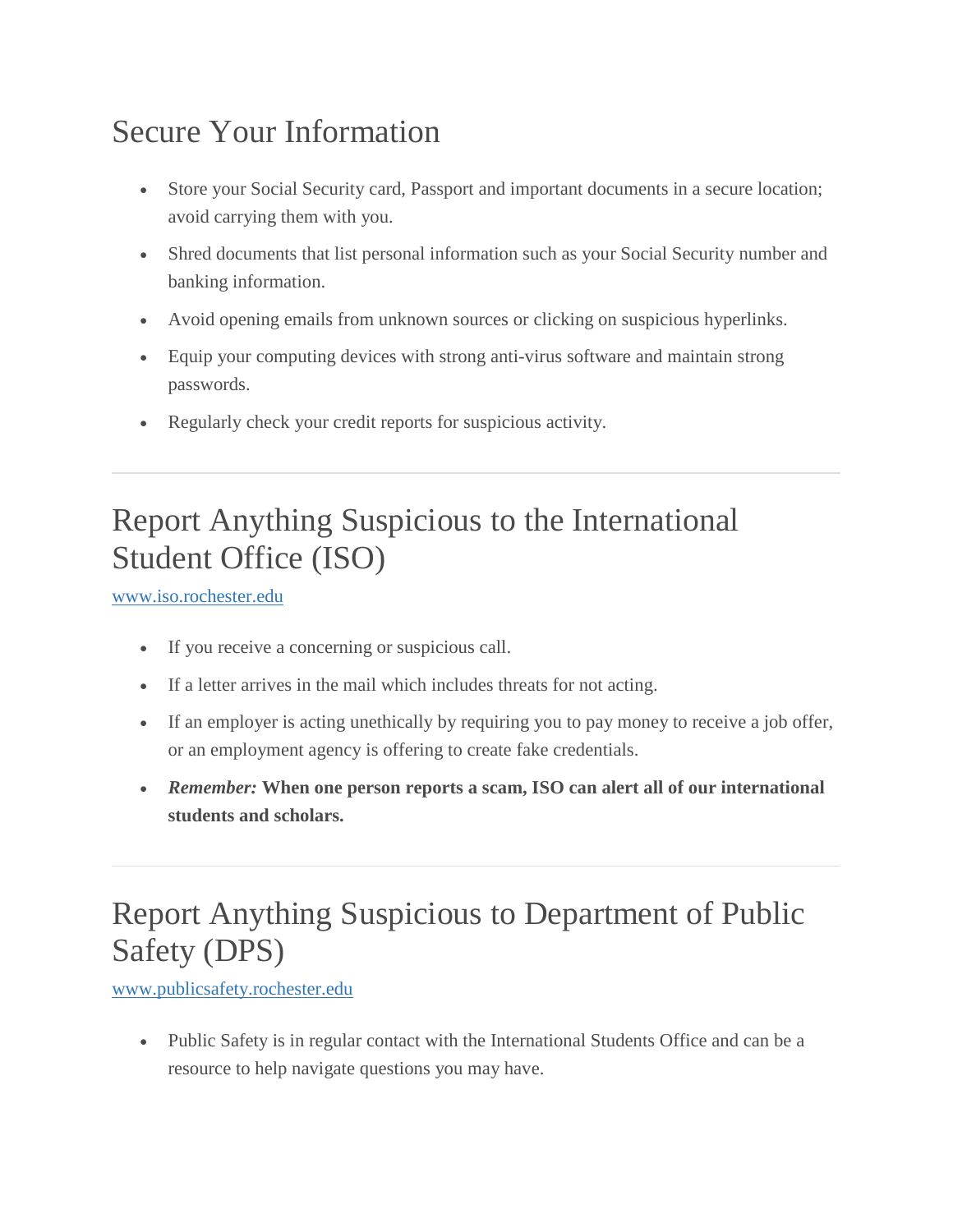## Secure Your Information

- Store your Social Security card, Passport and important documents in a secure location; avoid carrying them with you.
- Shred documents that list personal information such as your Social Security number and banking information.
- Avoid opening emails from unknown sources or clicking on suspicious hyperlinks.
- Equip your computing devices with strong anti-virus software and maintain strong passwords.
- Regularly check your credit reports for suspicious activity.

---

## Report Anything Suspicious to the International Student Office (ISO)

[www.iso.rochester.edu](www.iso.rochester.edu)

- If you receive a concerning or suspicious call.
- If a letter arrives in the mail which includes threats for not acting.
- If an employer is acting unethically by requiring you to pay money to receive a job offer, or an employment agency is offering to create fake credentials.
- ***Remember:* When one person reports a scam, ISO can alert all of our international students and scholars.**

---

## Report Anything Suspicious to Department of Public Safety (DPS)

[www.publicsafety.rochester.edu](www.publicsafety.rochester.edu)

- Public Safety is in regular contact with the International Students Office and can be a resource to help navigate questions you may have.